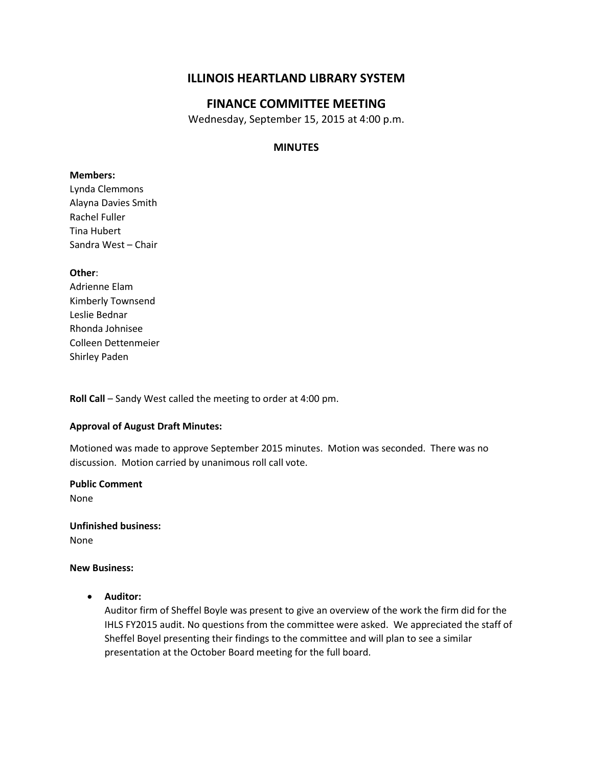# ILLINOIS HEARTLAND LIBRARY SYSTEM

## FINANCE COMMITTEE MEETING

Wednesday, September 15, 2015 at 4:00 p.m.

### MINUTES

**Members:**
Lynda Clemmons
Alayna Davies Smith
Rachel Fuller
Tina Hubert
Sandra West – Chair

**Other**:
Adrienne Elam
Kimberly Townsend
Leslie Bednar
Rhonda Johnisee
Colleen Dettenmeier
Shirley Paden

**Roll Call** – Sandy West called the meeting to order at 4:00 pm.

**Approval of August Draft Minutes:**

Motioned was made to approve September 2015 minutes. Motion was seconded. There was no discussion. Motion carried by unanimous roll call vote.

**Public Comment**
None

**Unfinished business:**
None

**New Business:**

- **Auditor:**
  Auditor firm of Sheffel Boyle was present to give an overview of the work the firm did for the IHLS FY2015 audit. No questions from the committee were asked. We appreciated the staff of Sheffel Boyel presenting their findings to the committee and will plan to see a similar presentation at the October Board meeting for the full board.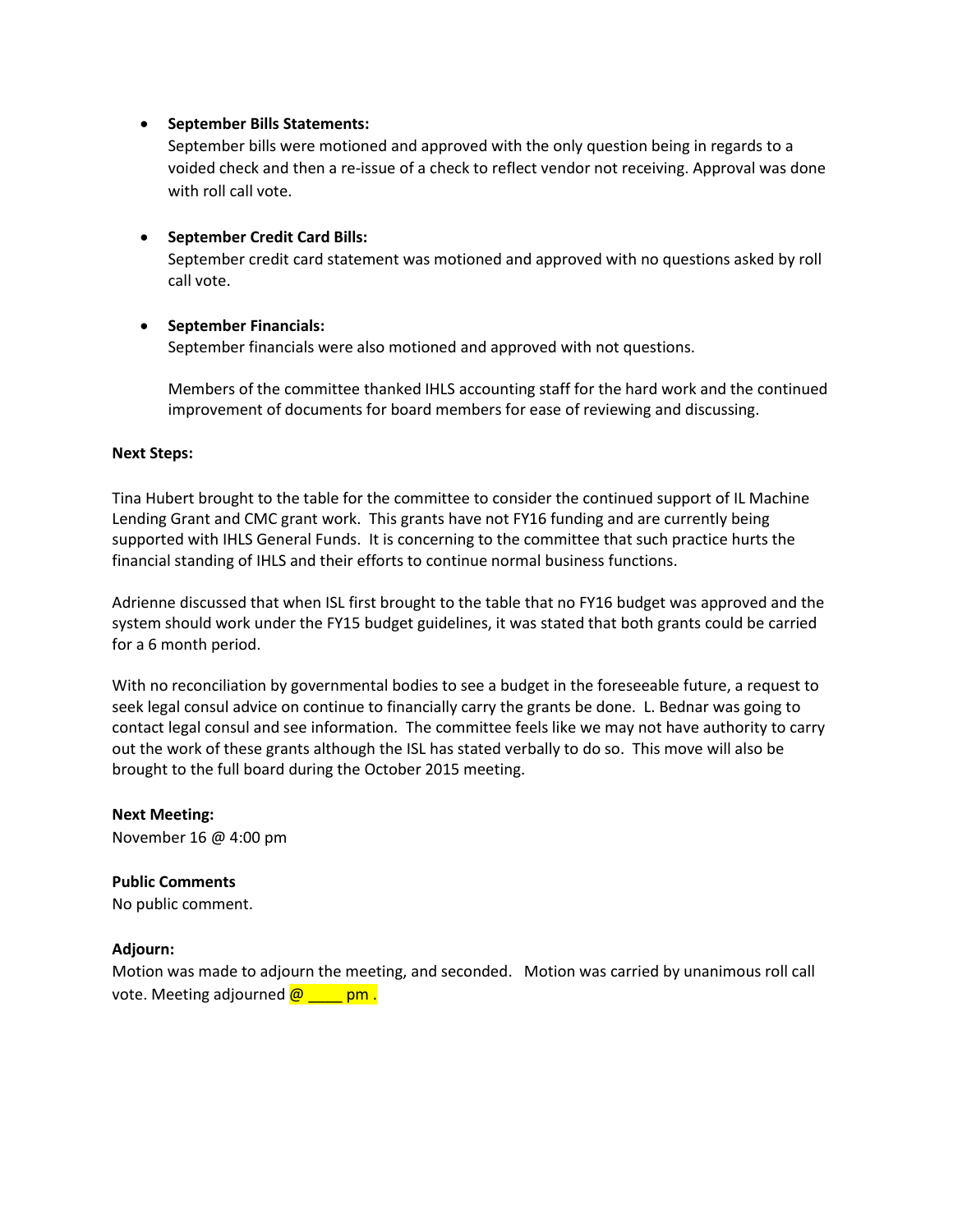- **September Bills Statements:**
  September bills were motioned and approved with the only question being in regards to a voided check and then a re-issue of a check to reflect vendor not receiving. Approval was done with roll call vote.

- **September Credit Card Bills:**
  September credit card statement was motioned and approved with no questions asked by roll call vote.

- **September Financials:**
  September financials were also motioned and approved with not questions.

  Members of the committee thanked IHLS accounting staff for the hard work and the continued improvement of documents for board members for ease of reviewing and discussing.

**Next Steps:**

Tina Hubert brought to the table for the committee to consider the continued support of IL Machine Lending Grant and CMC grant work. This grants have not FY16 funding and are currently being supported with IHLS General Funds. It is concerning to the committee that such practice hurts the financial standing of IHLS and their efforts to continue normal business functions.

Adrienne discussed that when ISL first brought to the table that no FY16 budget was approved and the system should work under the FY15 budget guidelines, it was stated that both grants could be carried for a 6 month period.

With no reconciliation by governmental bodies to see a budget in the foreseeable future, a request to seek legal consul advice on continue to financially carry the grants be done. L. Bednar was going to contact legal consul and see information. The committee feels like we may not have authority to carry out the work of these grants although the ISL has stated verbally to do so. This move will also be brought to the full board during the October 2015 meeting.

**Next Meeting:**
November 16 @ 4:00 pm

**Public Comments**
No public comment.

**Adjourn:**
Motion was made to adjourn the meeting, and seconded. Motion was carried by unanimous roll call vote. Meeting adjourned @ ____ pm .